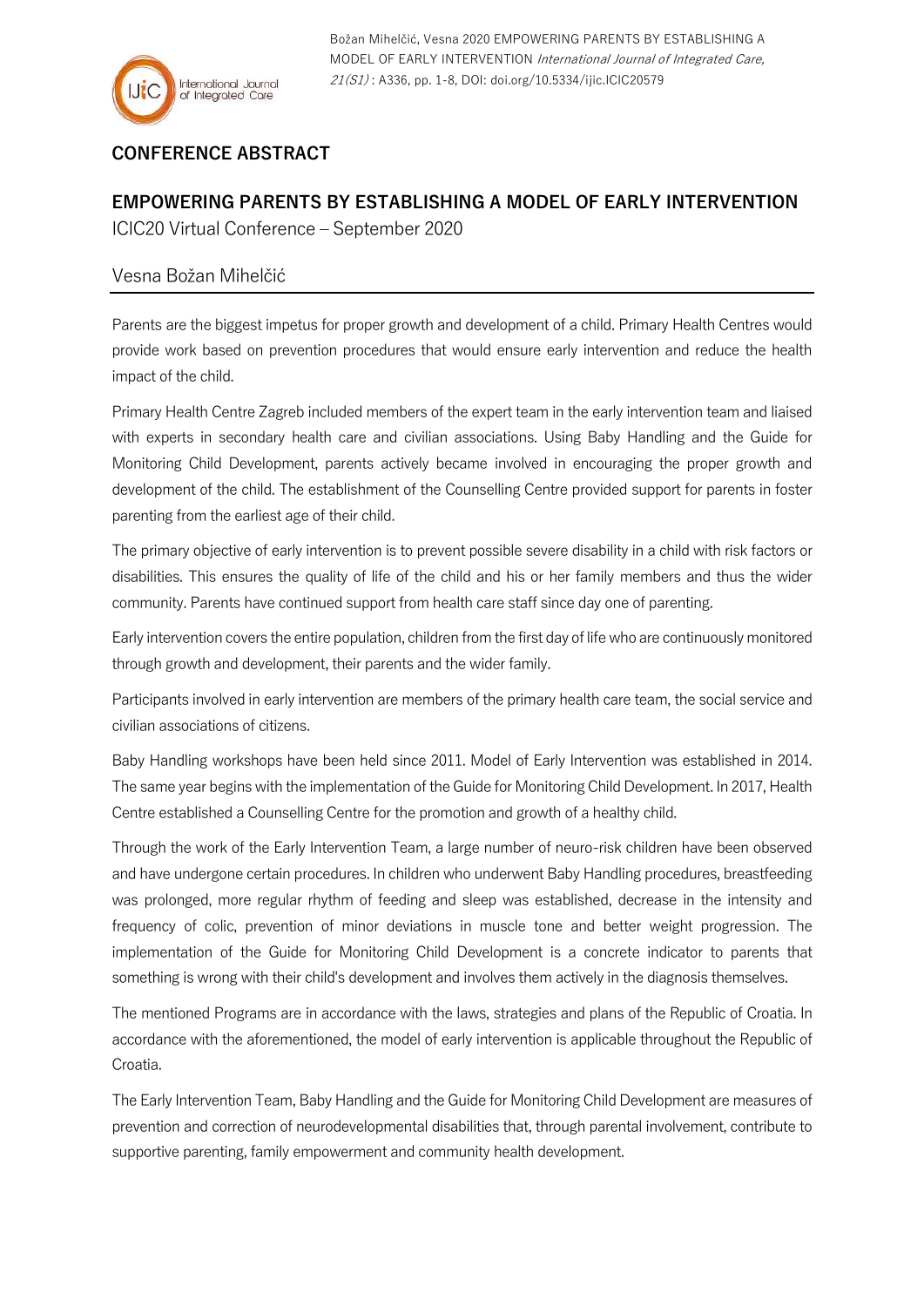**CONFERENCE ABSTRACT**

# EMPOWERING PARENTS BY ESTABLISHING A MODEL OF EARLY INTERVENTION

ICIC20 Virtual Conference – September 2020

Vesna Božan Mihelčić

---

Parents are the biggest impetus for proper growth and development of a child. Primary Health Centres would provide work based on prevention procedures that would ensure early intervention and reduce the health impact of the child.

Primary Health Centre Zagreb included members of the expert team in the early intervention team and liaised with experts in secondary health care and civilian associations. Using Baby Handling and the Guide for Monitoring Child Development, parents actively became involved in encouraging the proper growth and development of the child. The establishment of the Counselling Centre provided support for parents in foster parenting from the earliest age of their child.

The primary objective of early intervention is to prevent possible severe disability in a child with risk factors or disabilities. This ensures the quality of life of the child and his or her family members and thus the wider community. Parents have continued support from health care staff since day one of parenting.

Early intervention covers the entire population, children from the first day of life who are continuously monitored through growth and development, their parents and the wider family.

Participants involved in early intervention are members of the primary health care team, the social service and civilian associations of citizens.

Baby Handling workshops have been held since 2011. Model of Early Intervention was established in 2014. The same year begins with the implementation of the Guide for Monitoring Child Development. In 2017, Health Centre established a Counselling Centre for the promotion and growth of a healthy child.

Through the work of the Early Intervention Team, a large number of neuro-risk children have been observed and have undergone certain procedures. In children who underwent Baby Handling procedures, breastfeeding was prolonged, more regular rhythm of feeding and sleep was established, decrease in the intensity and frequency of colic, prevention of minor deviations in muscle tone and better weight progression. The implementation of the Guide for Monitoring Child Development is a concrete indicator to parents that something is wrong with their child's development and involves them actively in the diagnosis themselves.

The mentioned Programs are in accordance with the laws, strategies and plans of the Republic of Croatia. In accordance with the aforementioned, the model of early intervention is applicable throughout the Republic of Croatia.

The Early Intervention Team, Baby Handling and the Guide for Monitoring Child Development are measures of prevention and correction of neurodevelopmental disabilities that, through parental involvement, contribute to supportive parenting, family empowerment and community health development.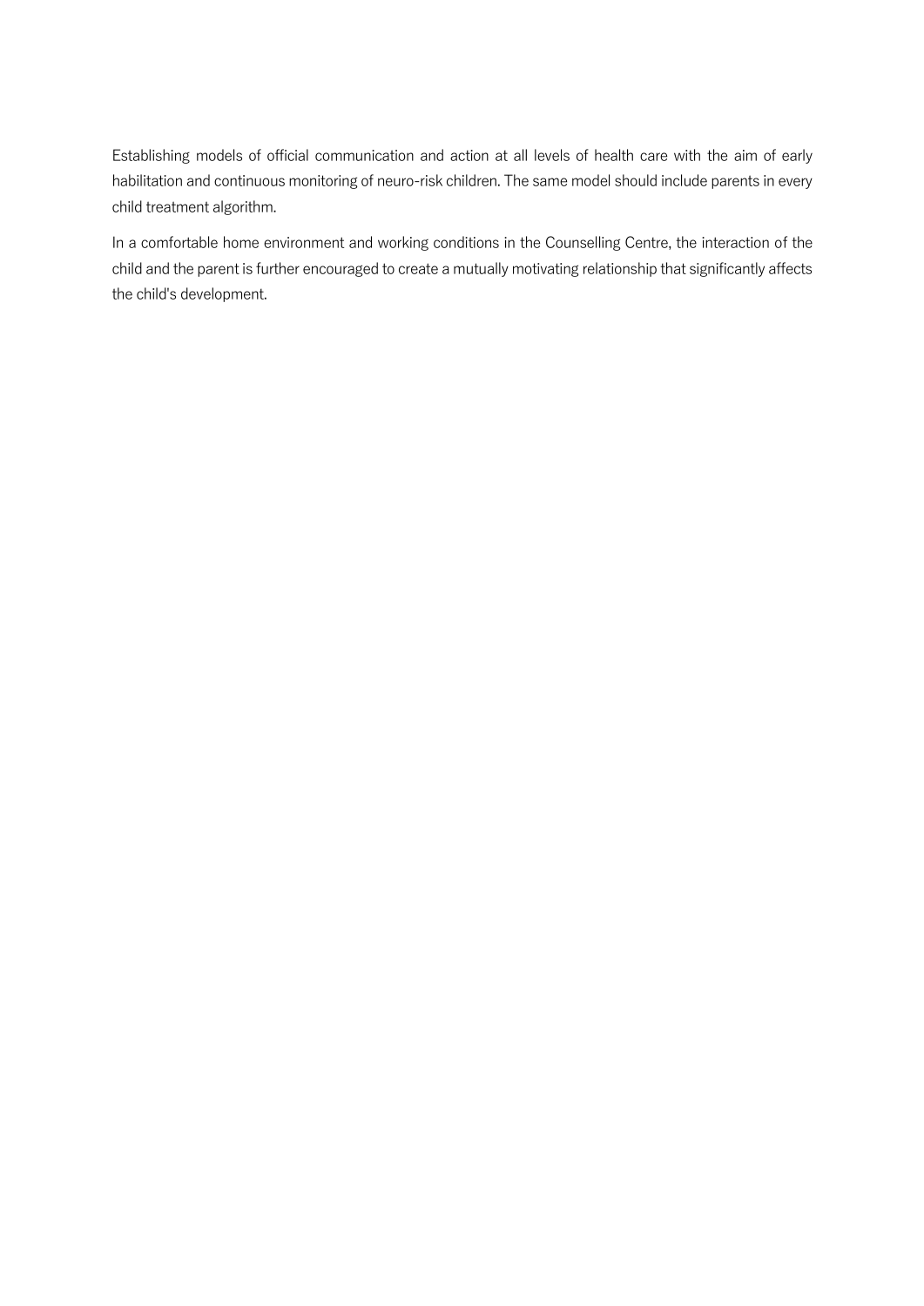Establishing models of official communication and action at all levels of health care with the aim of early habilitation and continuous monitoring of neuro-risk children. The same model should include parents in every child treatment algorithm.

In a comfortable home environment and working conditions in the Counselling Centre, the interaction of the child and the parent is further encouraged to create a mutually motivating relationship that significantly affects the child's development.